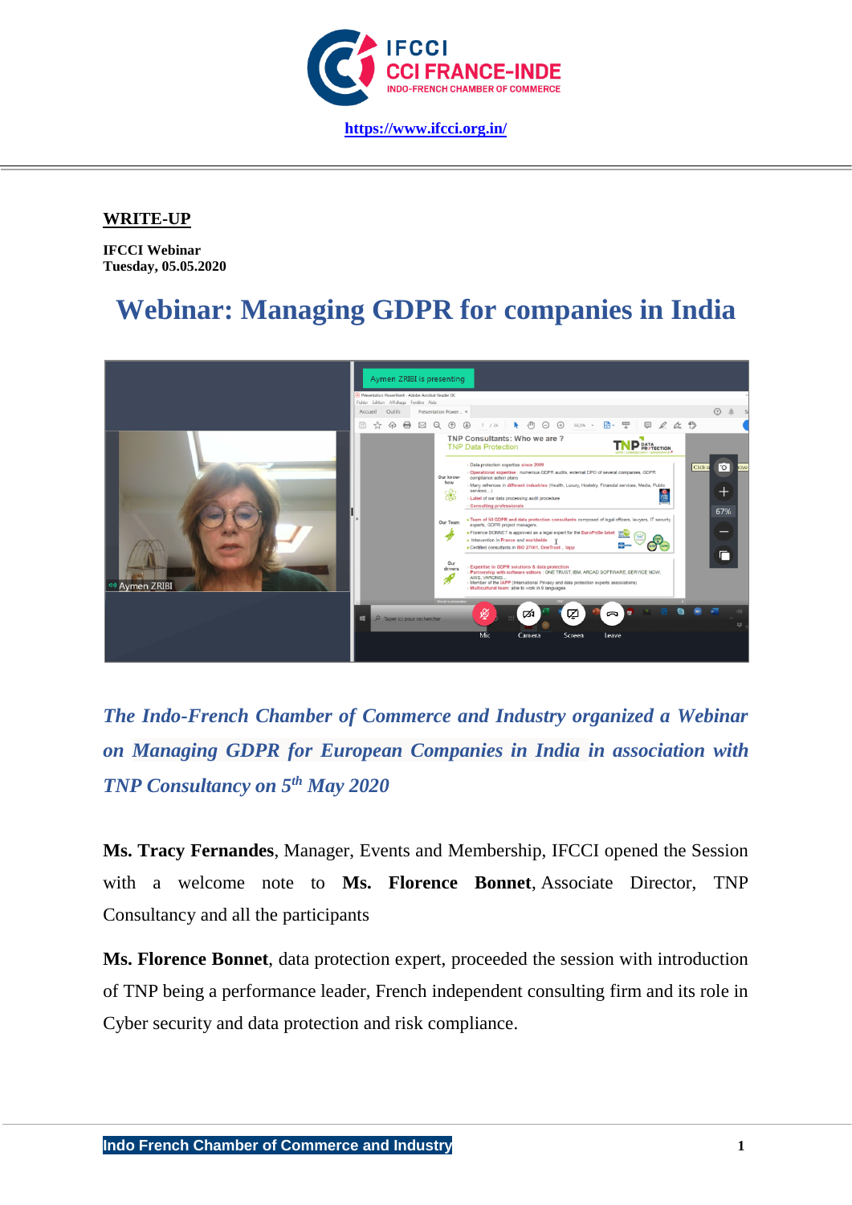IFCCI
CCI FRANCE-INDE
INDO-FRENCH CHAMBER OF COMMERCE

https://www.ifcci.org.in/

**WRITE-UP**

**IFCCI Webinar**
**Tuesday, 05.05.2020**

# Webinar: Managing GDPR for companies in India

***The Indo-French Chamber of Commerce and Industry organized a Webinar on Managing GDPR for European Companies in India in association with TNP Consultancy on 5th May 2020***

**Ms. Tracy Fernandes**, Manager, Events and Membership, IFCCI opened the Session with a welcome note to **Ms. Florence Bonnet**, Associate Director, TNP Consultancy and all the participants

**Ms. Florence Bonnet**, data protection expert, proceeded the session with introduction of TNP being a performance leader, French independent consulting firm and its role in Cyber security and data protection and risk compliance.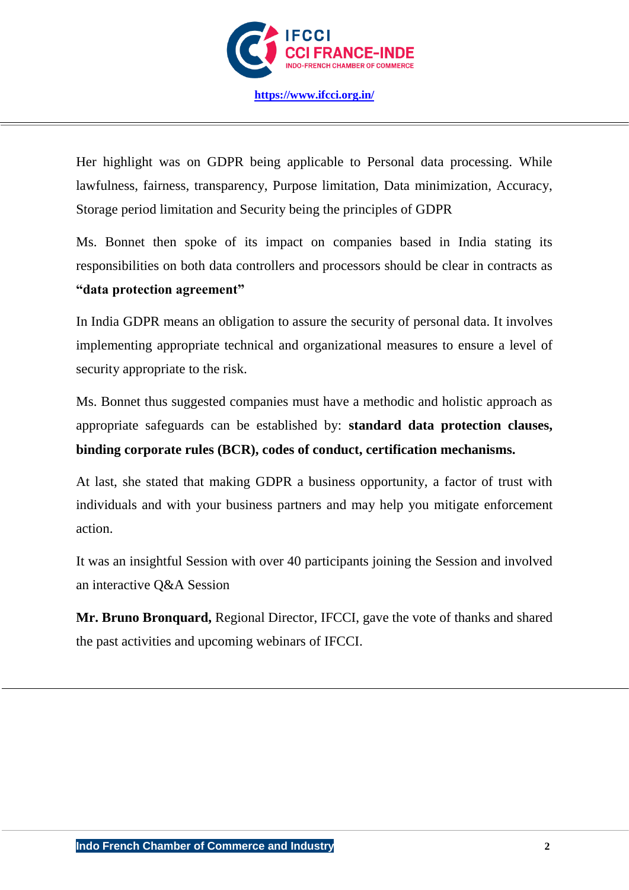Her highlight was on GDPR being applicable to Personal data processing. While lawfulness, fairness, transparency, Purpose limitation, Data minimization, Accuracy, Storage period limitation and Security being the principles of GDPR

Ms. Bonnet then spoke of its impact on companies based in India stating its responsibilities on both data controllers and processors should be clear in contracts as **"data protection agreement"**

In India GDPR means an obligation to assure the security of personal data. It involves implementing appropriate technical and organizational measures to ensure a level of security appropriate to the risk.

Ms. Bonnet thus suggested companies must have a methodic and holistic approach as appropriate safeguards can be established by: **standard data protection clauses, binding corporate rules (BCR), codes of conduct, certification mechanisms.**

At last, she stated that making GDPR a business opportunity, a factor of trust with individuals and with your business partners and may help you mitigate enforcement action.

It was an insightful Session with over 40 participants joining the Session and involved an interactive Q&A Session

**Mr. Bruno Bronquard,** Regional Director, IFCCI, gave the vote of thanks and shared the past activities and upcoming webinars of IFCCI.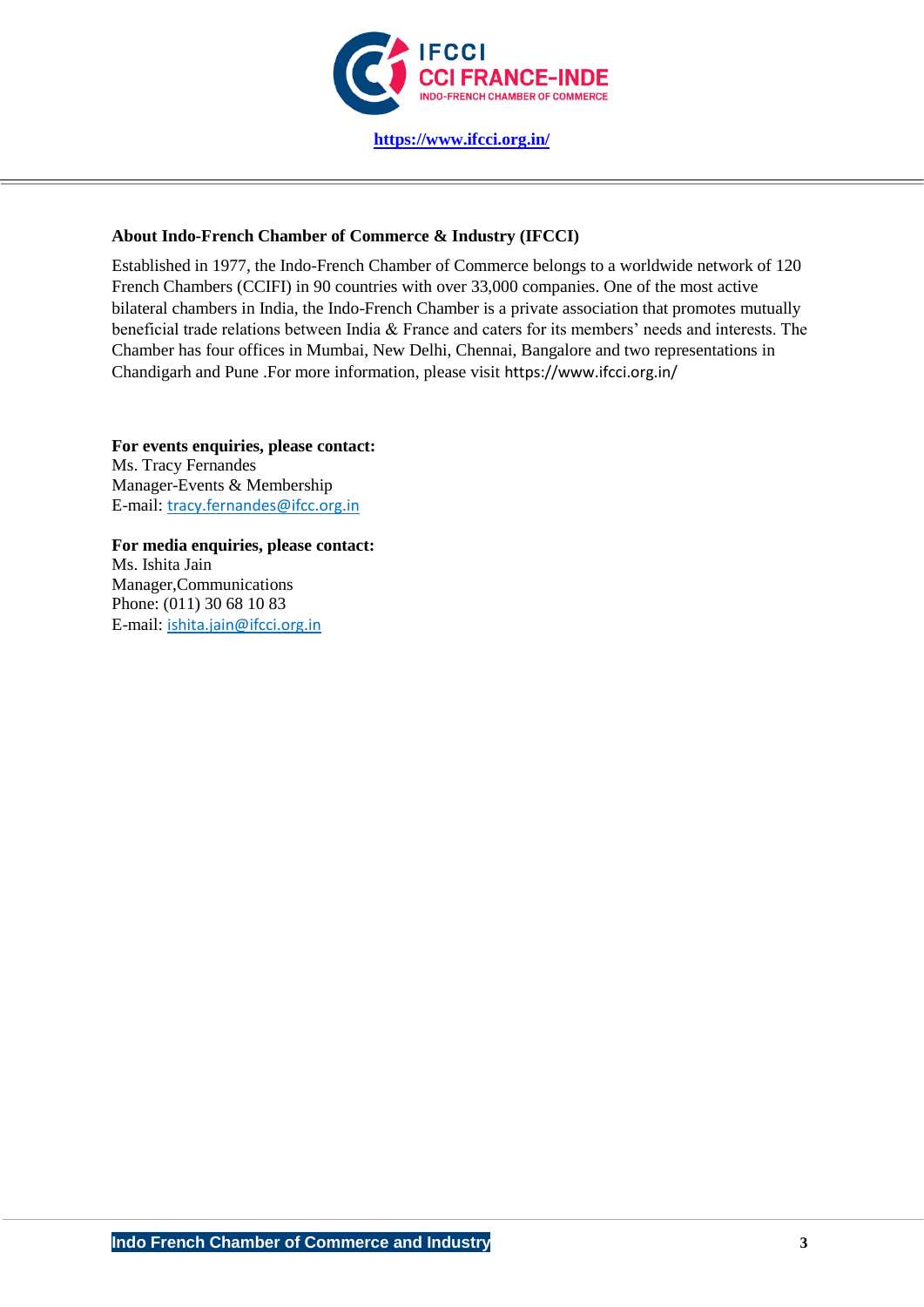https://www.ifcci.org.in/

**About Indo-French Chamber of Commerce & Industry (IFCCI)**

Established in 1977, the Indo-French Chamber of Commerce belongs to a worldwide network of 120 French Chambers (CCIFI) in 90 countries with over 33,000 companies. One of the most active bilateral chambers in India, the Indo-French Chamber is a private association that promotes mutually beneficial trade relations between India & France and caters for its members' needs and interests. The Chamber has four offices in Mumbai, New Delhi, Chennai, Bangalore and two representations in Chandigarh and Pune .For more information, please visit https://www.ifcci.org.in/

**For events enquiries, please contact:**
Ms. Tracy Fernandes
Manager-Events & Membership
E-mail: tracy.fernandes@ifcc.org.in

**For media enquiries, please contact:**
Ms. Ishita Jain
Manager,Communications
Phone: (011) 30 68 10 83
E-mail: ishita.jain@ifcci.org.in